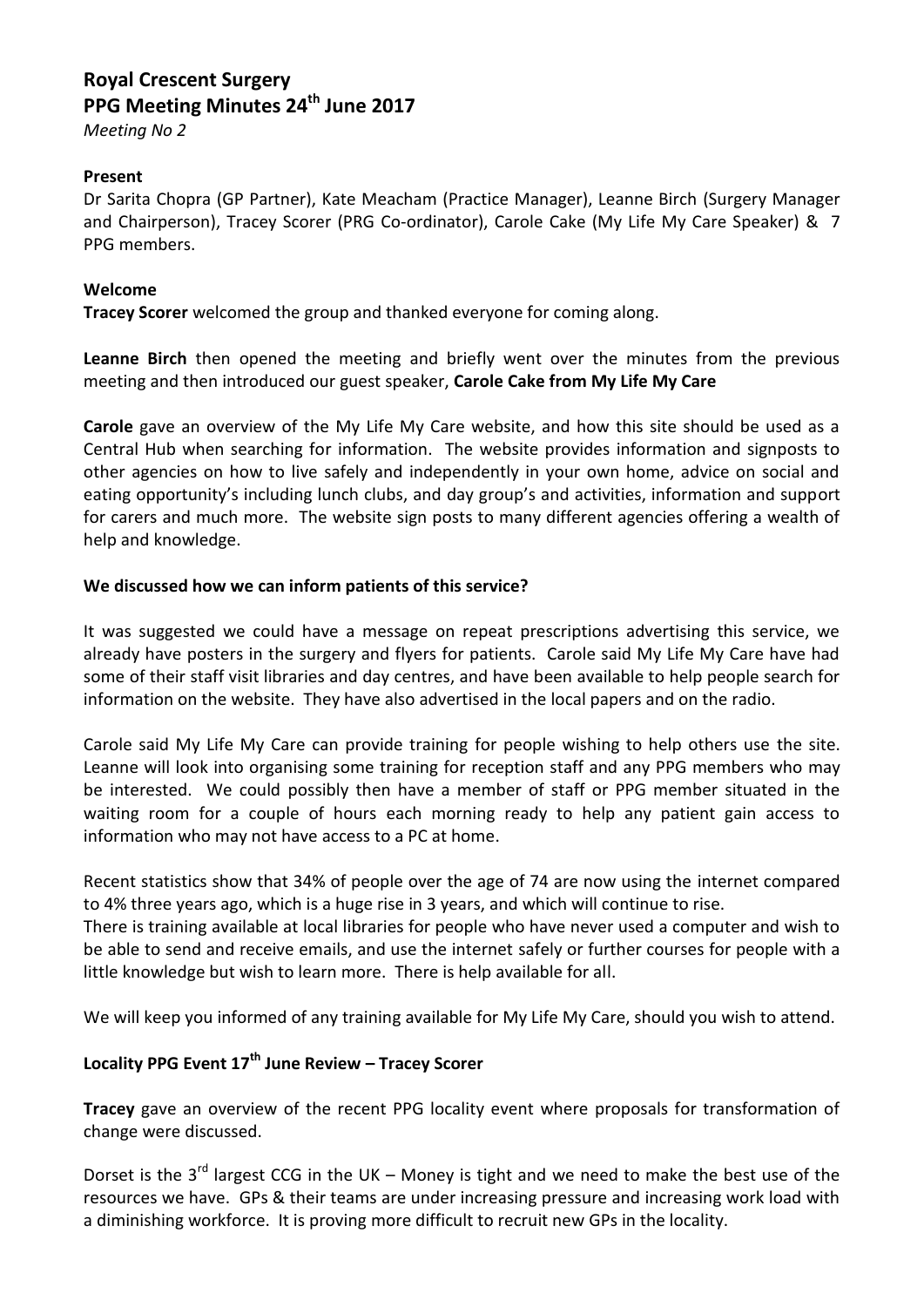# Royal Crescent Surgery
## PPG Meeting Minutes 24th June 2017

*Meeting No 2*

**Present**

Dr Sarita Chopra (GP Partner), Kate Meacham (Practice Manager), Leanne Birch (Surgery Manager and Chairperson), Tracey Scorer (PRG Co-ordinator), Carole Cake (My Life My Care Speaker) & 7 PPG members.

**Welcome**

**Tracey Scorer** welcomed the group and thanked everyone for coming along.

**Leanne Birch** then opened the meeting and briefly went over the minutes from the previous meeting and then introduced our guest speaker, **Carole Cake from My Life My Care**

**Carole** gave an overview of the My Life My Care website, and how this site should be used as a Central Hub when searching for information. The website provides information and signposts to other agencies on how to live safely and independently in your own home, advice on social and eating opportunity's including lunch clubs, and day group's and activities, information and support for carers and much more. The website sign posts to many different agencies offering a wealth of help and knowledge.

**We discussed how we can inform patients of this service?**

It was suggested we could have a message on repeat prescriptions advertising this service, we already have posters in the surgery and flyers for patients. Carole said My Life My Care have had some of their staff visit libraries and day centres, and have been available to help people search for information on the website. They have also advertised in the local papers and on the radio.

Carole said My Life My Care can provide training for people wishing to help others use the site. Leanne will look into organising some training for reception staff and any PPG members who may be interested. We could possibly then have a member of staff or PPG member situated in the waiting room for a couple of hours each morning ready to help any patient gain access to information who may not have access to a PC at home.

Recent statistics show that 34% of people over the age of 74 are now using the internet compared to 4% three years ago, which is a huge rise in 3 years, and which will continue to rise.
There is training available at local libraries for people who have never used a computer and wish to be able to send and receive emails, and use the internet safely or further courses for people with a little knowledge but wish to learn more. There is help available for all.

We will keep you informed of any training available for My Life My Care, should you wish to attend.

**Locality PPG Event 17th June Review – Tracey Scorer**

**Tracey** gave an overview of the recent PPG locality event where proposals for transformation of change were discussed.

Dorset is the 3rd largest CCG in the UK – Money is tight and we need to make the best use of the resources we have. GPs & their teams are under increasing pressure and increasing work load with a diminishing workforce. It is proving more difficult to recruit new GPs in the locality.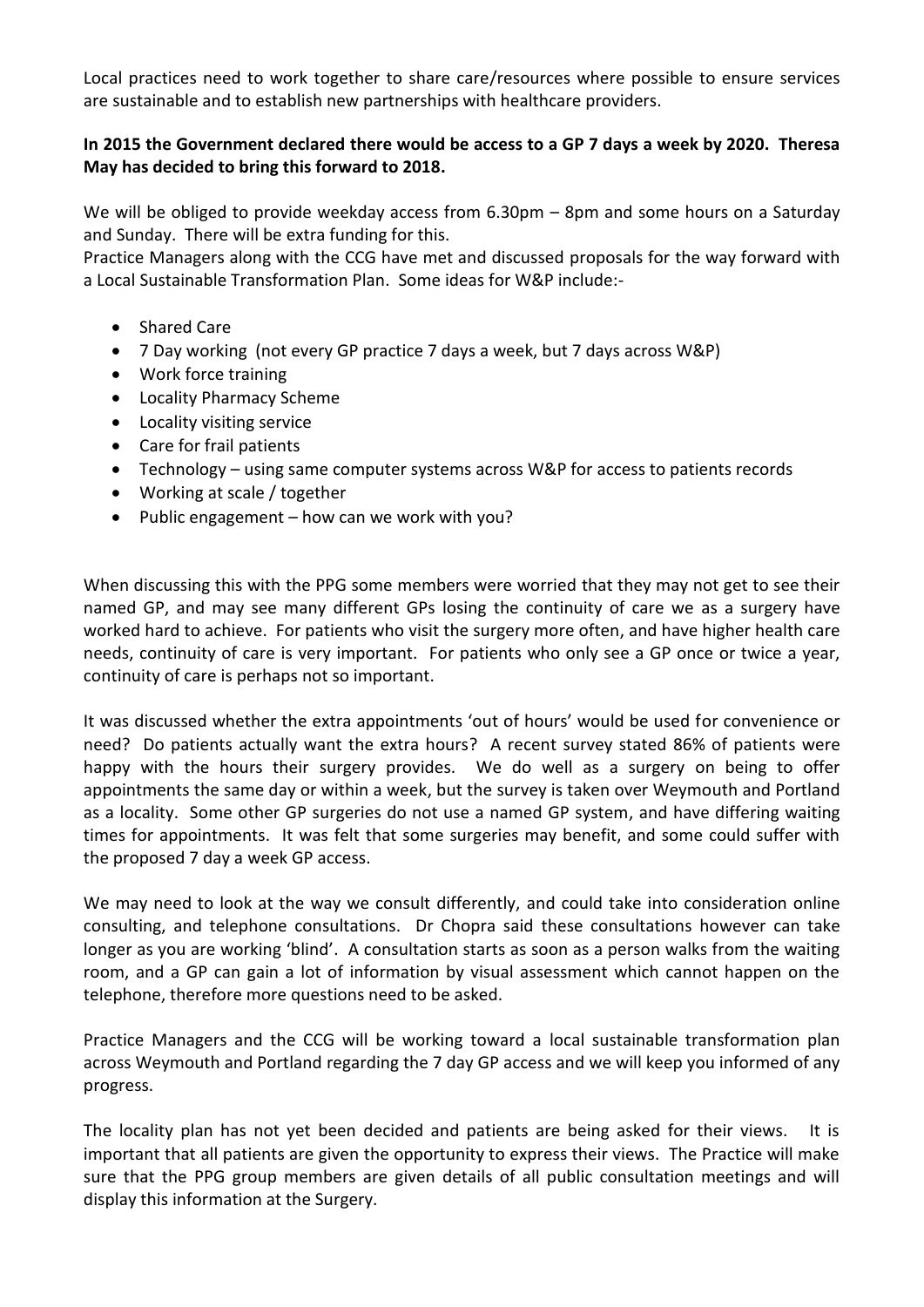Local practices need to work together to share care/resources where possible to ensure services are sustainable and to establish new partnerships with healthcare providers.

**In 2015 the Government declared there would be access to a GP 7 days a week by 2020. Theresa May has decided to bring this forward to 2018.**

We will be obliged to provide weekday access from 6.30pm – 8pm and some hours on a Saturday and Sunday. There will be extra funding for this.
Practice Managers along with the CCG have met and discussed proposals for the way forward with a Local Sustainable Transformation Plan. Some ideas for W&P include:-

- Shared Care
- 7 Day working (not every GP practice 7 days a week, but 7 days across W&P)
- Work force training
- Locality Pharmacy Scheme
- Locality visiting service
- Care for frail patients
- Technology – using same computer systems across W&P for access to patients records
- Working at scale / together
- Public engagement – how can we work with you?

When discussing this with the PPG some members were worried that they may not get to see their named GP, and may see many different GPs losing the continuity of care we as a surgery have worked hard to achieve. For patients who visit the surgery more often, and have higher health care needs, continuity of care is very important. For patients who only see a GP once or twice a year, continuity of care is perhaps not so important.

It was discussed whether the extra appointments 'out of hours' would be used for convenience or need? Do patients actually want the extra hours? A recent survey stated 86% of patients were happy with the hours their surgery provides. We do well as a surgery on being to offer appointments the same day or within a week, but the survey is taken over Weymouth and Portland as a locality. Some other GP surgeries do not use a named GP system, and have differing waiting times for appointments. It was felt that some surgeries may benefit, and some could suffer with the proposed 7 day a week GP access.

We may need to look at the way we consult differently, and could take into consideration online consulting, and telephone consultations. Dr Chopra said these consultations however can take longer as you are working 'blind'. A consultation starts as soon as a person walks from the waiting room, and a GP can gain a lot of information by visual assessment which cannot happen on the telephone, therefore more questions need to be asked.

Practice Managers and the CCG will be working toward a local sustainable transformation plan across Weymouth and Portland regarding the 7 day GP access and we will keep you informed of any progress.

The locality plan has not yet been decided and patients are being asked for their views. It is important that all patients are given the opportunity to express their views. The Practice will make sure that the PPG group members are given details of all public consultation meetings and will display this information at the Surgery.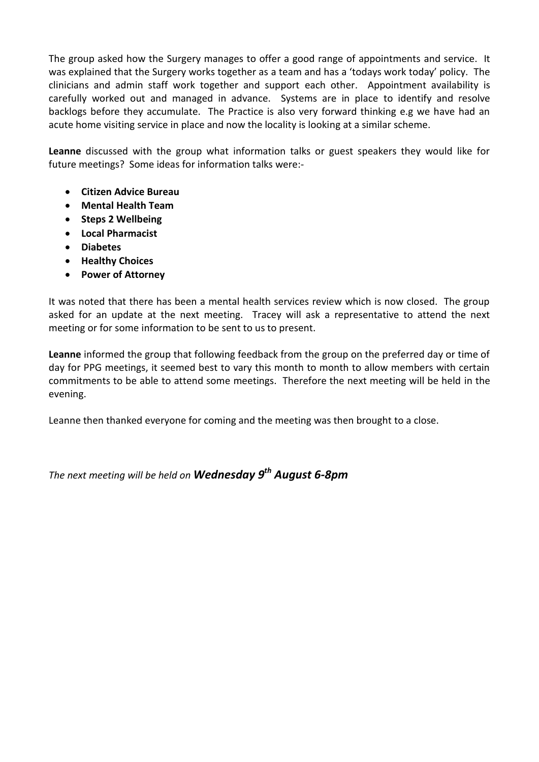The group asked how the Surgery manages to offer a good range of appointments and service. It was explained that the Surgery works together as a team and has a 'todays work today' policy. The clinicians and admin staff work together and support each other. Appointment availability is carefully worked out and managed in advance. Systems are in place to identify and resolve backlogs before they accumulate. The Practice is also very forward thinking e.g we have had an acute home visiting service in place and now the locality is looking at a similar scheme.

**Leanne** discussed with the group what information talks or guest speakers they would like for future meetings? Some ideas for information talks were:-

- **Citizen Advice Bureau**
- **Mental Health Team**
- **Steps 2 Wellbeing**
- **Local Pharmacist**
- **Diabetes**
- **Healthy Choices**
- **Power of Attorney**

It was noted that there has been a mental health services review which is now closed. The group asked for an update at the next meeting. Tracey will ask a representative to attend the next meeting or for some information to be sent to us to present.

**Leanne** informed the group that following feedback from the group on the preferred day or time of day for PPG meetings, it seemed best to vary this month to month to allow members with certain commitments to be able to attend some meetings. Therefore the next meeting will be held in the evening.

Leanne then thanked everyone for coming and the meeting was then brought to a close.

*The next meeting will be held on* ***Wednesday 9th August 6-8pm***